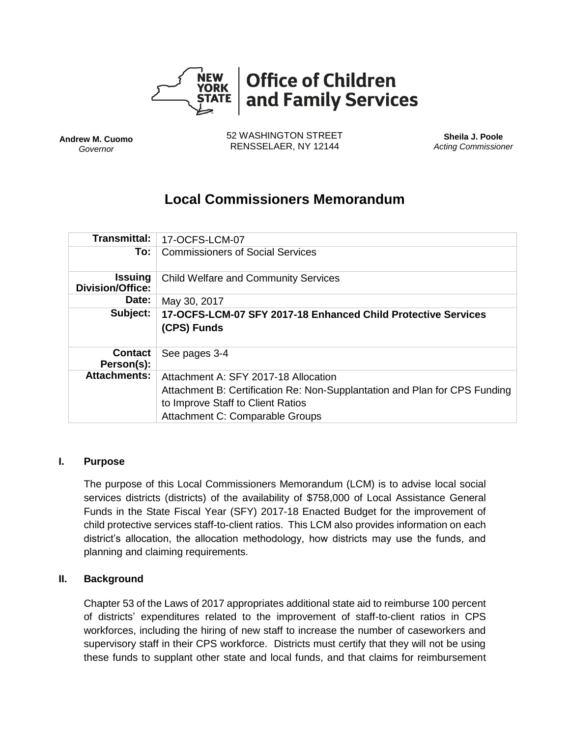**Office of Children and Family Services**

**Andrew M. Cuomo**
*Governor*

52 WASHINGTON STREET
RENSSELAER, NY 12144

**Sheila J. Poole**
*Acting Commissioner*

# Local Commissioners Memorandum

| | |
|---|---|
| **Transmittal:** | 17-OCFS-LCM-07 |
| **To:** | Commissioners of Social Services |
| **Issuing Division/Office:** | Child Welfare and Community Services |
| **Date:** | May 30, 2017 |
| **Subject:** | **17-OCFS-LCM-07 SFY 2017-18 Enhanced Child Protective Services (CPS) Funds** |
| **Contact Person(s):** | See pages 3-4 |
| **Attachments:** | Attachment A: SFY 2017-18 Allocation<br>Attachment B: Certification Re: Non-Supplantation and Plan for CPS Funding to Improve Staff to Client Ratios<br>Attachment C: Comparable Groups |

## I. Purpose

The purpose of this Local Commissioners Memorandum (LCM) is to advise local social services districts (districts) of the availability of $758,000 of Local Assistance General Funds in the State Fiscal Year (SFY) 2017-18 Enacted Budget for the improvement of child protective services staff-to-client ratios. This LCM also provides information on each district's allocation, the allocation methodology, how districts may use the funds, and planning and claiming requirements.

## II. Background

Chapter 53 of the Laws of 2017 appropriates additional state aid to reimburse 100 percent of districts' expenditures related to the improvement of staff-to-client ratios in CPS workforces, including the hiring of new staff to increase the number of caseworkers and supervisory staff in their CPS workforce. Districts must certify that they will not be using these funds to supplant other state and local funds, and that claims for reimbursement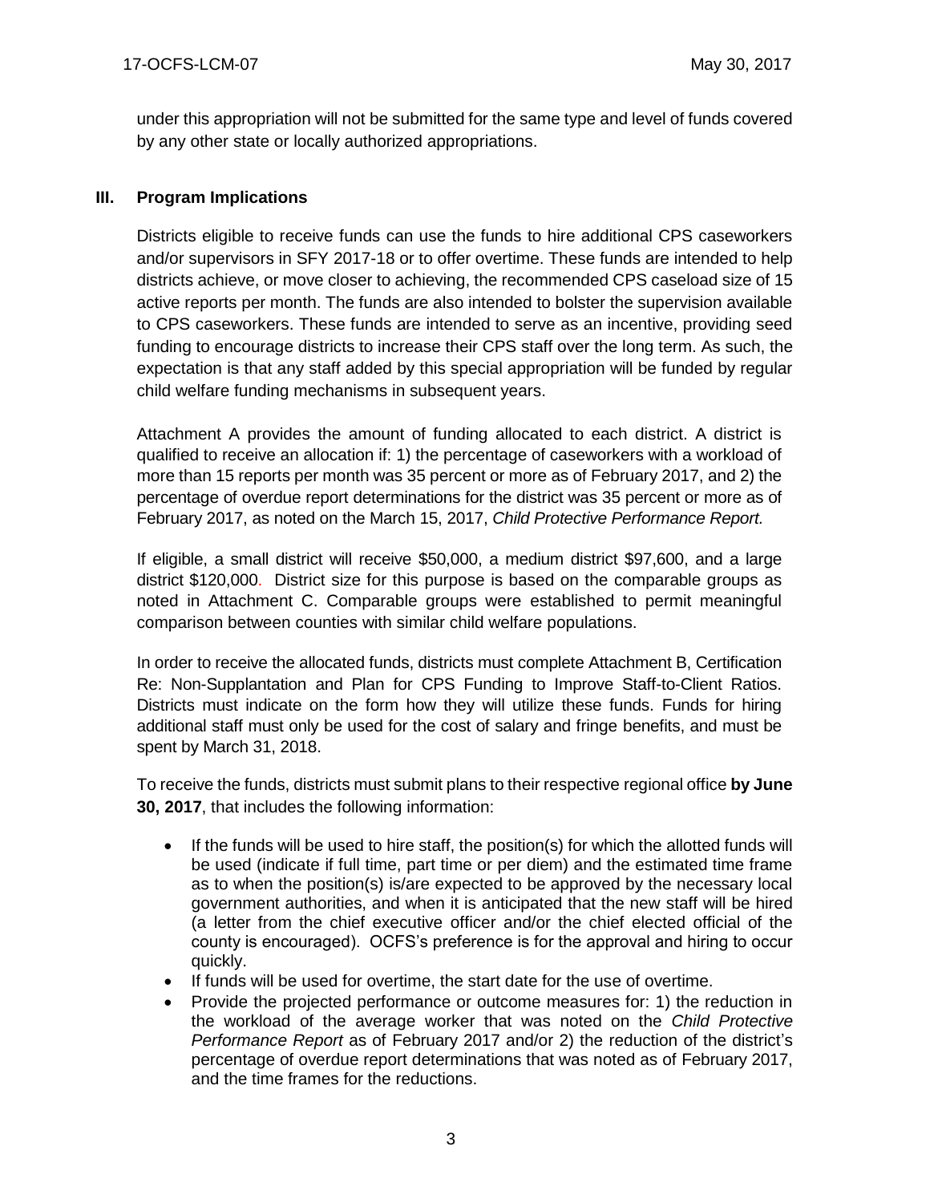under this appropriation will not be submitted for the same type and level of funds covered by any other state or locally authorized appropriations.

## III. Program Implications

Districts eligible to receive funds can use the funds to hire additional CPS caseworkers and/or supervisors in SFY 2017-18 or to offer overtime. These funds are intended to help districts achieve, or move closer to achieving, the recommended CPS caseload size of 15 active reports per month. The funds are also intended to bolster the supervision available to CPS caseworkers. These funds are intended to serve as an incentive, providing seed funding to encourage districts to increase their CPS staff over the long term. As such, the expectation is that any staff added by this special appropriation will be funded by regular child welfare funding mechanisms in subsequent years.

Attachment A provides the amount of funding allocated to each district. A district is qualified to receive an allocation if: 1) the percentage of caseworkers with a workload of more than 15 reports per month was 35 percent or more as of February 2017, and 2) the percentage of overdue report determinations for the district was 35 percent or more as of February 2017, as noted on the March 15, 2017, *Child Protective Performance Report.*

If eligible, a small district will receive $50,000, a medium district $97,600, and a large district $120,000. District size for this purpose is based on the comparable groups as noted in Attachment C. Comparable groups were established to permit meaningful comparison between counties with similar child welfare populations.

In order to receive the allocated funds, districts must complete Attachment B, Certification Re: Non-Supplantation and Plan for CPS Funding to Improve Staff-to-Client Ratios. Districts must indicate on the form how they will utilize these funds. Funds for hiring additional staff must only be used for the cost of salary and fringe benefits, and must be spent by March 31, 2018.

To receive the funds, districts must submit plans to their respective regional office **by June 30, 2017**, that includes the following information:

- If the funds will be used to hire staff, the position(s) for which the allotted funds will be used (indicate if full time, part time or per diem) and the estimated time frame as to when the position(s) is/are expected to be approved by the necessary local government authorities, and when it is anticipated that the new staff will be hired (a letter from the chief executive officer and/or the chief elected official of the county is encouraged). OCFS's preference is for the approval and hiring to occur quickly.
- If funds will be used for overtime, the start date for the use of overtime.
- Provide the projected performance or outcome measures for: 1) the reduction in the workload of the average worker that was noted on the *Child Protective Performance Report* as of February 2017 and/or 2) the reduction of the district's percentage of overdue report determinations that was noted as of February 2017, and the time frames for the reductions.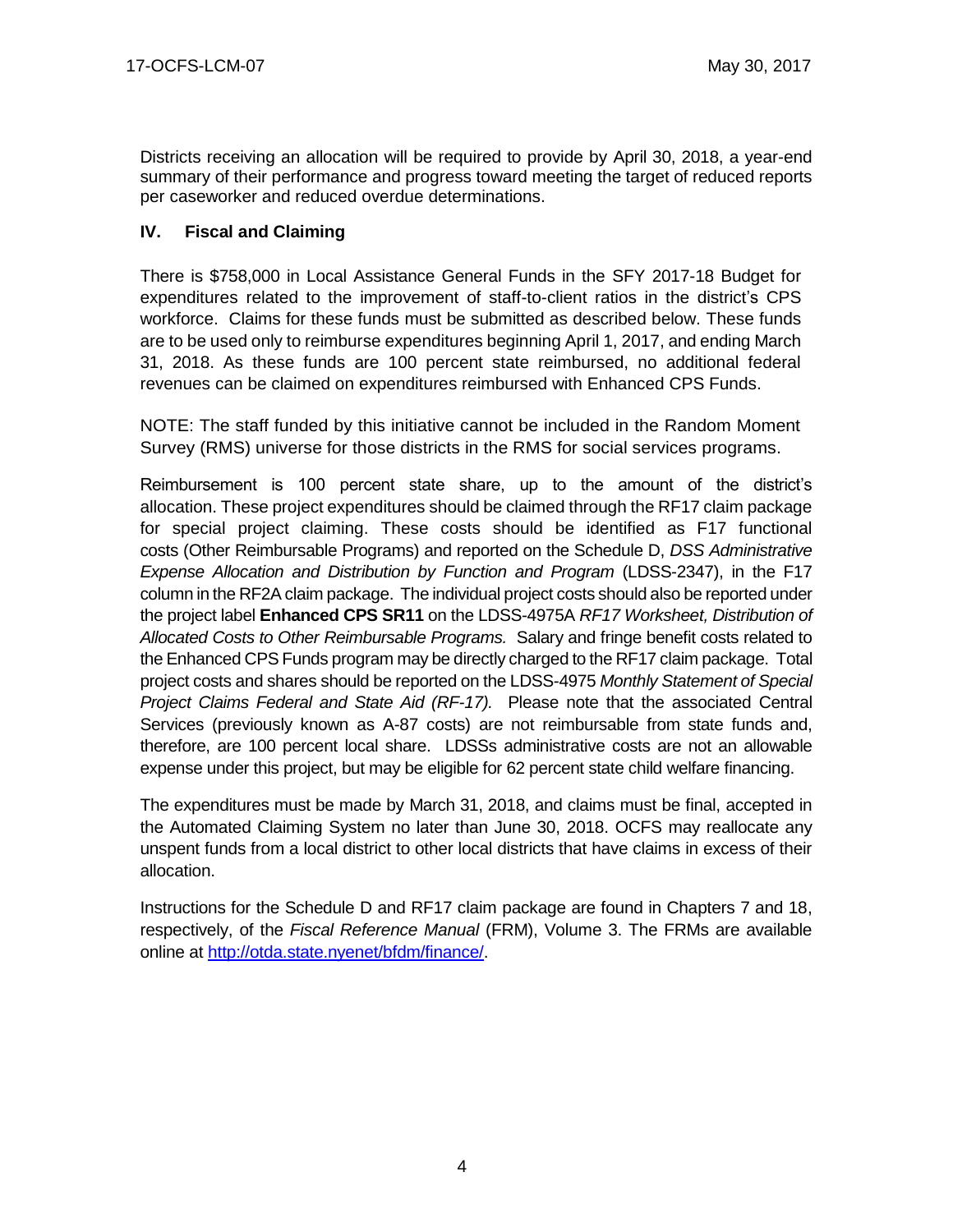Districts receiving an allocation will be required to provide by April 30, 2018, a year-end summary of their performance and progress toward meeting the target of reduced reports per caseworker and reduced overdue determinations.

## IV. Fiscal and Claiming

There is $758,000 in Local Assistance General Funds in the SFY 2017-18 Budget for expenditures related to the improvement of staff-to-client ratios in the district's CPS workforce. Claims for these funds must be submitted as described below. These funds are to be used only to reimburse expenditures beginning April 1, 2017, and ending March 31, 2018. As these funds are 100 percent state reimbursed, no additional federal revenues can be claimed on expenditures reimbursed with Enhanced CPS Funds.

NOTE: The staff funded by this initiative cannot be included in the Random Moment Survey (RMS) universe for those districts in the RMS for social services programs.

Reimbursement is 100 percent state share, up to the amount of the district's allocation. These project expenditures should be claimed through the RF17 claim package for special project claiming. These costs should be identified as F17 functional costs (Other Reimbursable Programs) and reported on the Schedule D, *DSS Administrative Expense Allocation and Distribution by Function and Program* (LDSS-2347), in the F17 column in the RF2A claim package. The individual project costs should also be reported under the project label **Enhanced CPS SR11** on the LDSS-4975A *RF17 Worksheet, Distribution of Allocated Costs to Other Reimbursable Programs.* Salary and fringe benefit costs related to the Enhanced CPS Funds program may be directly charged to the RF17 claim package. Total project costs and shares should be reported on the LDSS-4975 *Monthly Statement of Special Project Claims Federal and State Aid (RF-17).* Please note that the associated Central Services (previously known as A-87 costs) are not reimbursable from state funds and, therefore, are 100 percent local share. LDSSs administrative costs are not an allowable expense under this project, but may be eligible for 62 percent state child welfare financing.

The expenditures must be made by March 31, 2018, and claims must be final, accepted in the Automated Claiming System no later than June 30, 2018. OCFS may reallocate any unspent funds from a local district to other local districts that have claims in excess of their allocation.

Instructions for the Schedule D and RF17 claim package are found in Chapters 7 and 18, respectively, of the *Fiscal Reference Manual* (FRM), Volume 3. The FRMs are available online at [http://otda.state.nyenet/bfdm/finance/](http://otda.state.nyenet/bfdm/finance/).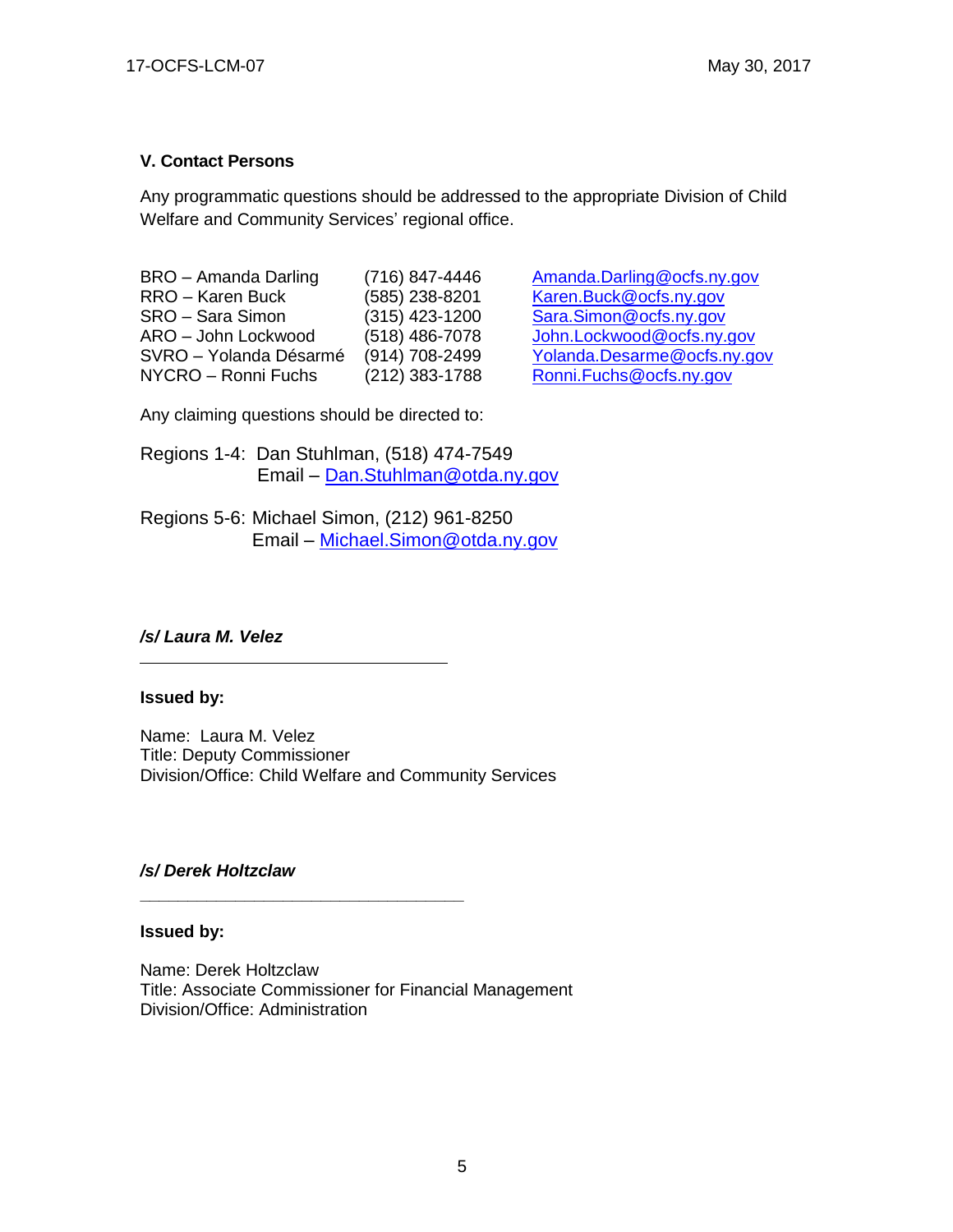## V. Contact Persons

Any programmatic questions should be addressed to the appropriate Division of Child Welfare and Community Services' regional office.

| | | |
|---|---|---|
| BRO – Amanda Darling | (716) 847-4446 | Amanda.Darling@ocfs.ny.gov |
| RRO – Karen Buck | (585) 238-8201 | Karen.Buck@ocfs.ny.gov |
| SRO – Sara Simon | (315) 423-1200 | Sara.Simon@ocfs.ny.gov |
| ARO – John Lockwood | (518) 486-7078 | John.Lockwood@ocfs.ny.gov |
| SVRO – Yolanda Désarmé | (914) 708-2499 | Yolanda.Desarme@ocfs.ny.gov |
| NYCRO – Ronni Fuchs | (212) 383-1788 | Ronni.Fuchs@ocfs.ny.gov |

Any claiming questions should be directed to:

Regions 1-4: Dan Stuhlman, (518) 474-7549
Email – Dan.Stuhlman@otda.ny.gov

Regions 5-6: Michael Simon, (212) 961-8250
Email – Michael.Simon@otda.ny.gov

***/s/ Laura M. Velez***

**Issued by:**

Name: Laura M. Velez
Title: Deputy Commissioner
Division/Office: Child Welfare and Community Services

***/s/ Derek Holtzclaw***

**Issued by:**

Name: Derek Holtzclaw
Title: Associate Commissioner for Financial Management
Division/Office: Administration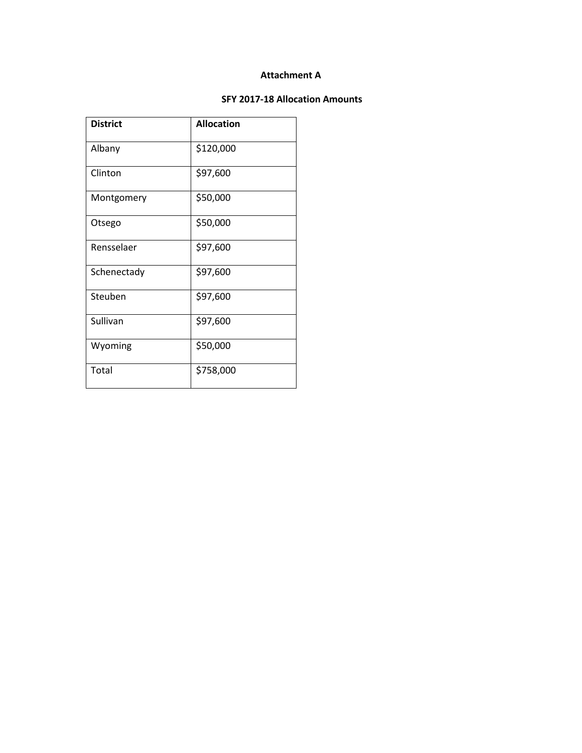**Attachment A**

**SFY 2017-18 Allocation Amounts**

| District | Allocation |
| --- | --- |
| Albany | $120,000 |
| Clinton | $97,600 |
| Montgomery | $50,000 |
| Otsego | $50,000 |
| Rensselaer | $97,600 |
| Schenectady | $97,600 |
| Steuben | $97,600 |
| Sullivan | $97,600 |
| Wyoming | $50,000 |
| Total | $758,000 |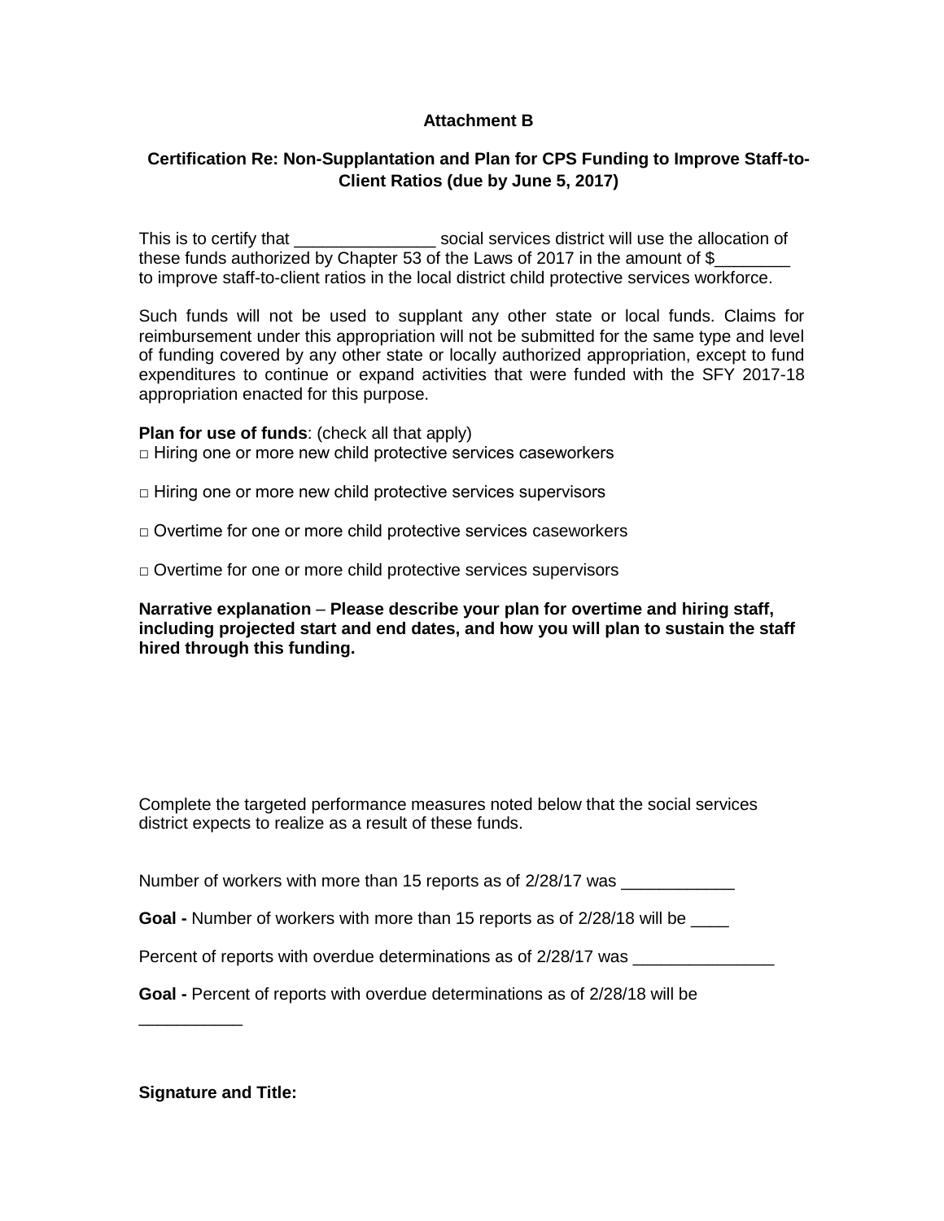**Attachment B**

**Certification Re: Non-Supplantation and Plan for CPS Funding to Improve Staff-to-Client Ratios (due by June 5, 2017)**

This is to certify that _______________ social services district will use the allocation of these funds authorized by Chapter 53 of the Laws of 2017 in the amount of $________ to improve staff-to-client ratios in the local district child protective services workforce.

Such funds will not be used to supplant any other state or local funds. Claims for reimbursement under this appropriation will not be submitted for the same type and level of funding covered by any other state or locally authorized appropriation, except to fund expenditures to continue or expand activities that were funded with the SFY 2017-18 appropriation enacted for this purpose.

**Plan for use of funds**: (check all that apply)

□ Hiring one or more new child protective services caseworkers

□ Hiring one or more new child protective services supervisors

□ Overtime for one or more child protective services caseworkers

□ Overtime for one or more child protective services supervisors

**Narrative explanation** – **Please describe your plan for overtime and hiring staff, including projected start and end dates, and how you will plan to sustain the staff hired through this funding.**

Complete the targeted performance measures noted below that the social services district expects to realize as a result of these funds.

Number of workers with more than 15 reports as of 2/28/17 was ____________

**Goal -** Number of workers with more than 15 reports as of 2/28/18 will be ____

Percent of reports with overdue determinations as of 2/28/17 was _______________

**Goal -** Percent of reports with overdue determinations as of 2/28/18 will be ___________

**Signature and Title:**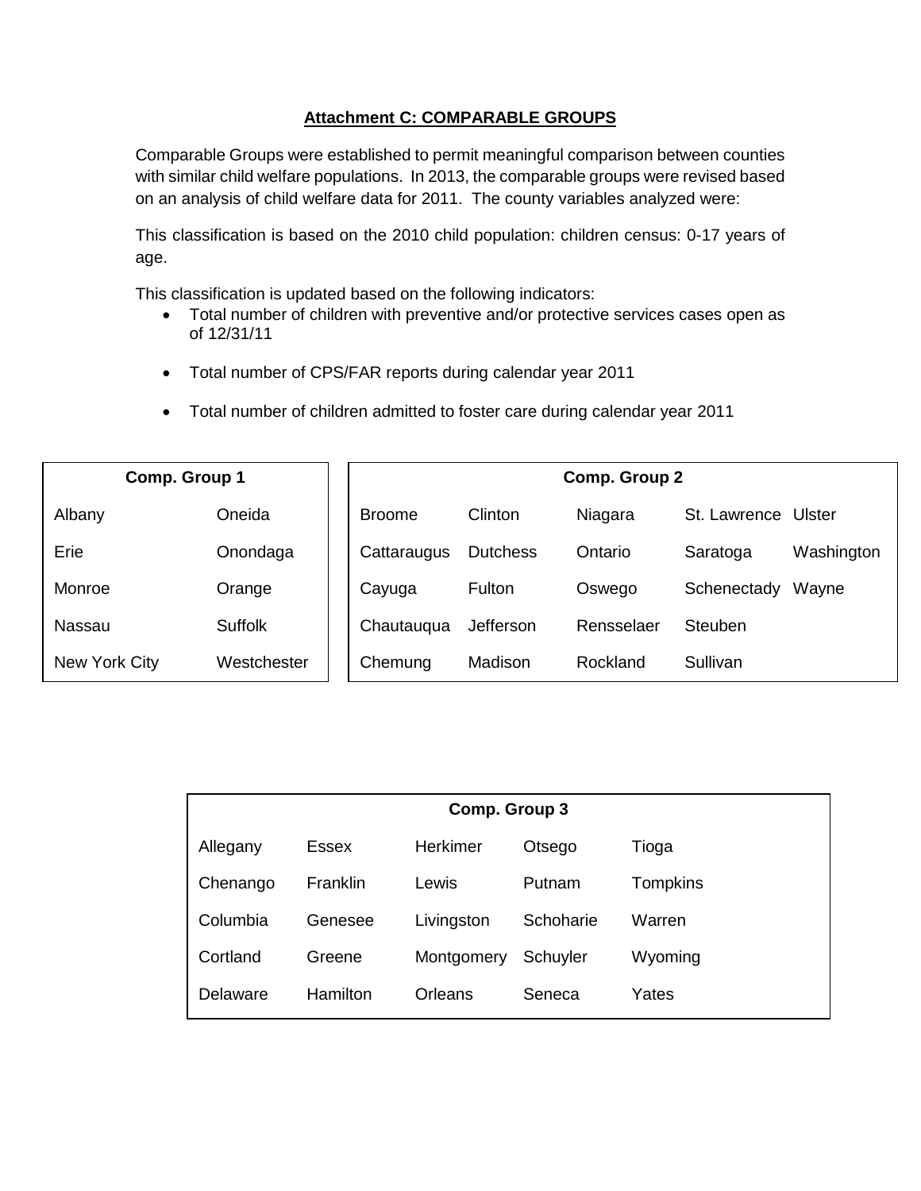## Attachment C: COMPARABLE GROUPS

Comparable Groups were established to permit meaningful comparison between counties with similar child welfare populations. In 2013, the comparable groups were revised based on an analysis of child welfare data for 2011. The county variables analyzed were:

This classification is based on the 2010 child population: children census: 0-17 years of age.

This classification is updated based on the following indicators:

- Total number of children with preventive and/or protective services cases open as of 12/31/11
- Total number of CPS/FAR reports during calendar year 2011
- Total number of children admitted to foster care during calendar year 2011

| Comp. Group 1 | |
|---|---|
| Albany | Oneida |
| Erie | Onondaga |
| Monroe | Orange |
| Nassau | Suffolk |
| New York City | Westchester |

| Comp. Group 2 | | | | |
|---|---|---|---|---|
| Broome | Clinton | Niagara | St. Lawrence | Ulster |
| Cattaraugus | Dutchess | Ontario | Saratoga | Washington |
| Cayuga | Fulton | Oswego | Schenectady | Wayne |
| Chautauqua | Jefferson | Rensselaer | Steuben | |
| Chemung | Madison | Rockland | Sullivan | |

| Comp. Group 3 | | | | |
|---|---|---|---|---|
| Allegany | Essex | Herkimer | Otsego | Tioga |
| Chenango | Franklin | Lewis | Putnam | Tompkins |
| Columbia | Genesee | Livingston | Schoharie | Warren |
| Cortland | Greene | Montgomery | Schuyler | Wyoming |
| Delaware | Hamilton | Orleans | Seneca | Yates |